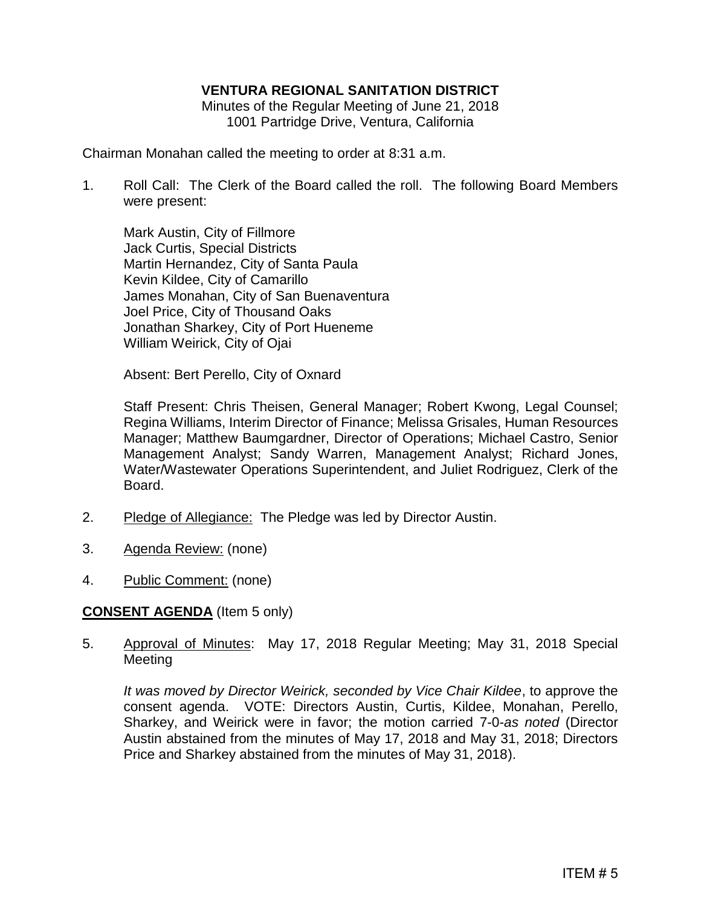# VENTURA REGIONAL SANITATION DISTRICT

Minutes of the Regular Meeting of June 21, 2018
1001 Partridge Drive, Ventura, California

Chairman Monahan called the meeting to order at 8:31 a.m.

1. Roll Call: The Clerk of the Board called the roll. The following Board Members were present:

   Mark Austin, City of Fillmore
   Jack Curtis, Special Districts
   Martin Hernandez, City of Santa Paula
   Kevin Kildee, City of Camarillo
   James Monahan, City of San Buenaventura
   Joel Price, City of Thousand Oaks
   Jonathan Sharkey, City of Port Hueneme
   William Weirick, City of Ojai

   Absent: Bert Perello, City of Oxnard

   Staff Present: Chris Theisen, General Manager; Robert Kwong, Legal Counsel; Regina Williams, Interim Director of Finance; Melissa Grisales, Human Resources Manager; Matthew Baumgardner, Director of Operations; Michael Castro, Senior Management Analyst; Sandy Warren, Management Analyst; Richard Jones, Water/Wastewater Operations Superintendent, and Juliet Rodriguez, Clerk of the Board.

2. Pledge of Allegiance: The Pledge was led by Director Austin.

3. Agenda Review: (none)

4. Public Comment: (none)

**CONSENT AGENDA** (Item 5 only)

5. Approval of Minutes: May 17, 2018 Regular Meeting; May 31, 2018 Special Meeting

   *It was moved by Director Weirick, seconded by Vice Chair Kildee*, to approve the consent agenda. VOTE: Directors Austin, Curtis, Kildee, Monahan, Perello, Sharkey, and Weirick were in favor; the motion carried 7-0-*as noted* (Director Austin abstained from the minutes of May 17, 2018 and May 31, 2018; Directors Price and Sharkey abstained from the minutes of May 31, 2018).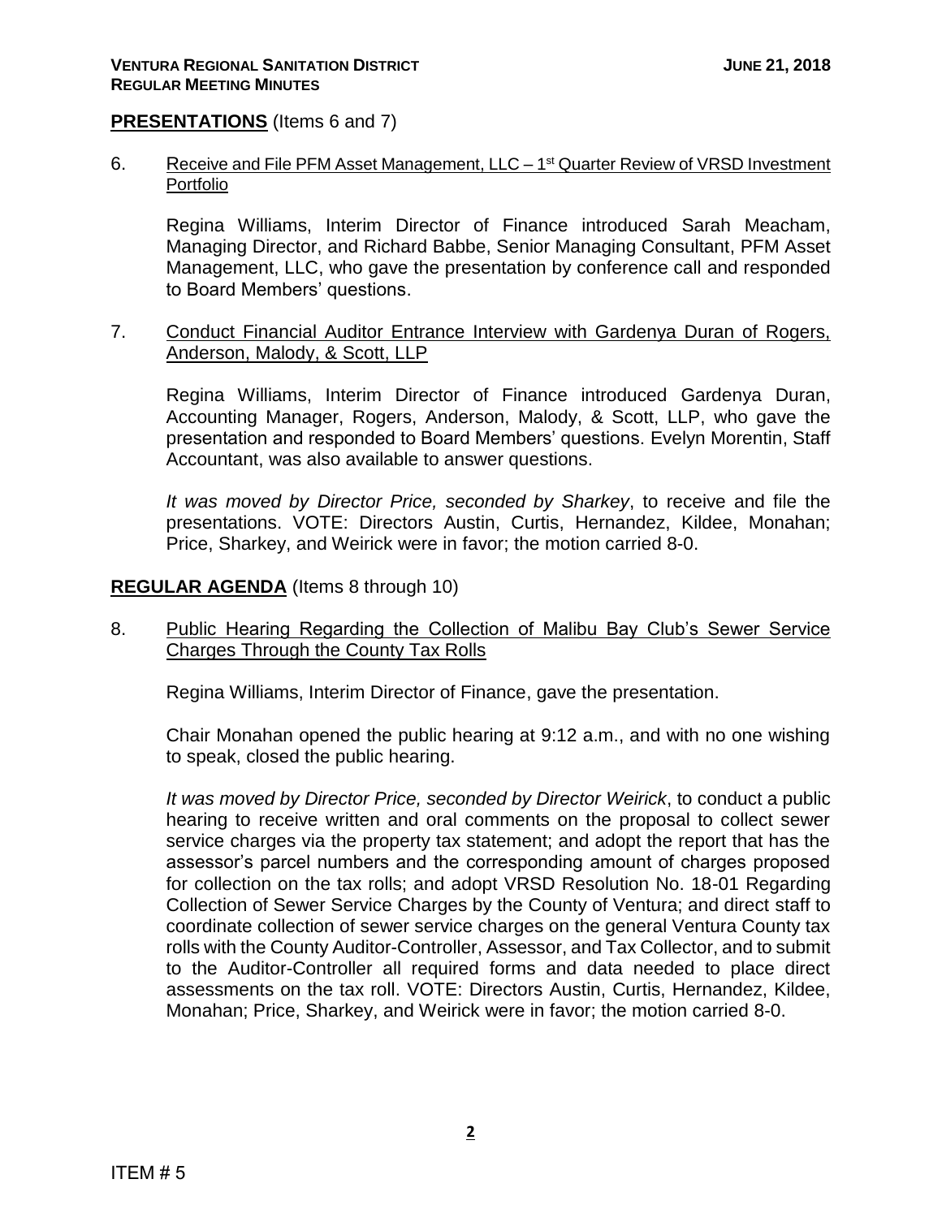**PRESENTATIONS** (Items 6 and 7)

6. Receive and File PFM Asset Management, LLC – 1st Quarter Review of VRSD Investment Portfolio

   Regina Williams, Interim Director of Finance introduced Sarah Meacham, Managing Director, and Richard Babbe, Senior Managing Consultant, PFM Asset Management, LLC, who gave the presentation by conference call and responded to Board Members' questions.

7. Conduct Financial Auditor Entrance Interview with Gardenya Duran of Rogers, Anderson, Malody, & Scott, LLP

   Regina Williams, Interim Director of Finance introduced Gardenya Duran, Accounting Manager, Rogers, Anderson, Malody, & Scott, LLP, who gave the presentation and responded to Board Members' questions. Evelyn Morentin, Staff Accountant, was also available to answer questions.

   *It was moved by Director Price, seconded by Sharkey*, to receive and file the presentations. VOTE: Directors Austin, Curtis, Hernandez, Kildee, Monahan; Price, Sharkey, and Weirick were in favor; the motion carried 8-0.

**REGULAR AGENDA** (Items 8 through 10)

8. Public Hearing Regarding the Collection of Malibu Bay Club's Sewer Service Charges Through the County Tax Rolls

   Regina Williams, Interim Director of Finance, gave the presentation.

   Chair Monahan opened the public hearing at 9:12 a.m., and with no one wishing to speak, closed the public hearing.

   *It was moved by Director Price, seconded by Director Weirick*, to conduct a public hearing to receive written and oral comments on the proposal to collect sewer service charges via the property tax statement; and adopt the report that has the assessor's parcel numbers and the corresponding amount of charges proposed for collection on the tax rolls; and adopt VRSD Resolution No. 18-01 Regarding Collection of Sewer Service Charges by the County of Ventura; and direct staff to coordinate collection of sewer service charges on the general Ventura County tax rolls with the County Auditor-Controller, Assessor, and Tax Collector, and to submit to the Auditor-Controller all required forms and data needed to place direct assessments on the tax roll. VOTE: Directors Austin, Curtis, Hernandez, Kildee, Monahan; Price, Sharkey, and Weirick were in favor; the motion carried 8-0.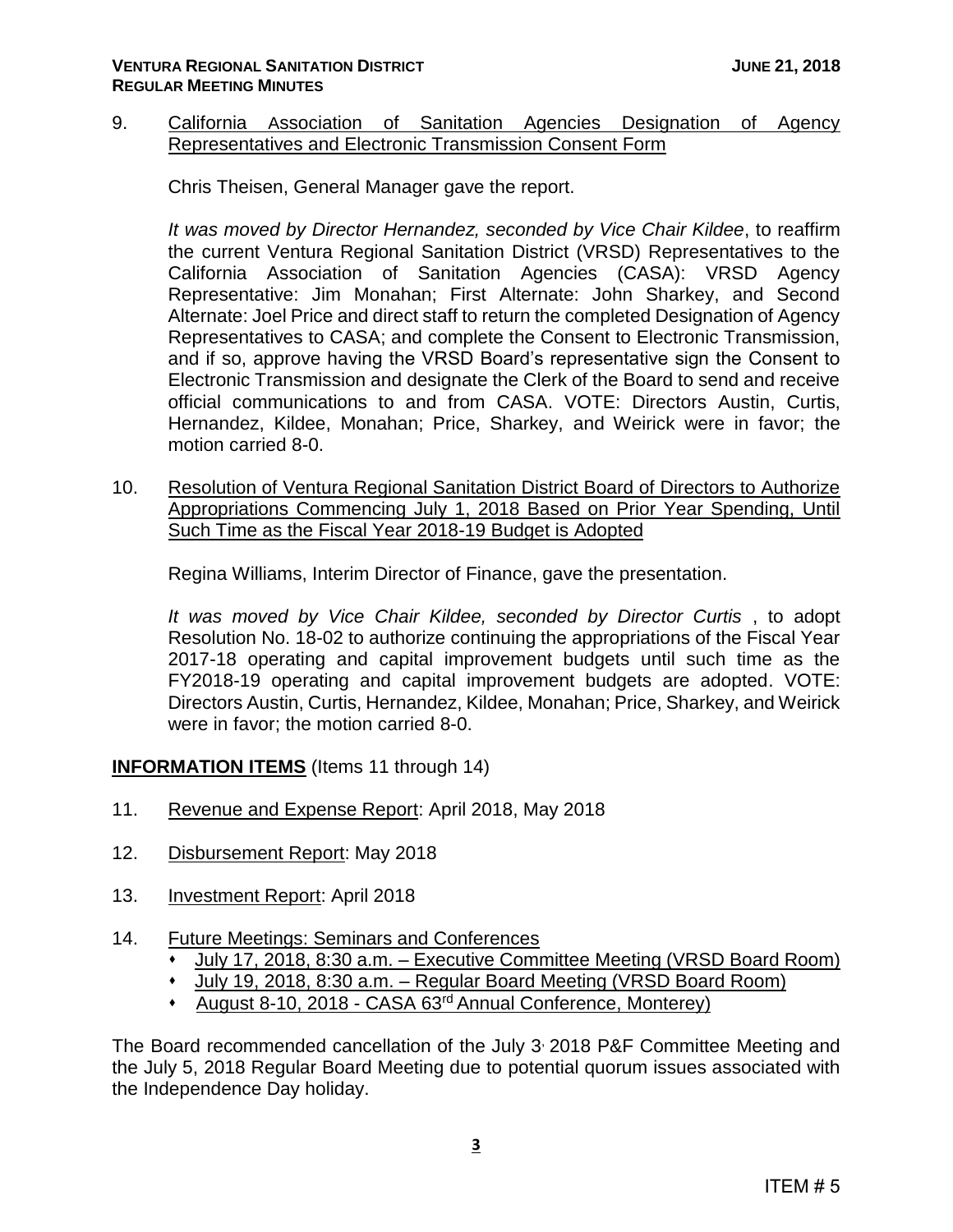9. <u>California Association of Sanitation Agencies Designation of Agency Representatives and Electronic Transmission Consent Form</u>

   Chris Theisen, General Manager gave the report.

   *It was moved by Director Hernandez, seconded by Vice Chair Kildee*, to reaffirm the current Ventura Regional Sanitation District (VRSD) Representatives to the California Association of Sanitation Agencies (CASA): VRSD Agency Representative: Jim Monahan; First Alternate: John Sharkey, and Second Alternate: Joel Price and direct staff to return the completed Designation of Agency Representatives to CASA; and complete the Consent to Electronic Transmission, and if so, approve having the VRSD Board's representative sign the Consent to Electronic Transmission and designate the Clerk of the Board to send and receive official communications to and from CASA. VOTE: Directors Austin, Curtis, Hernandez, Kildee, Monahan; Price, Sharkey, and Weirick were in favor; the motion carried 8-0.

10. <u>Resolution of Ventura Regional Sanitation District Board of Directors to Authorize Appropriations Commencing July 1, 2018 Based on Prior Year Spending, Until Such Time as the Fiscal Year 2018-19 Budget is Adopted</u>

    Regina Williams, Interim Director of Finance, gave the presentation.

    *It was moved by Vice Chair Kildee, seconded by Director Curtis* , to adopt Resolution No. 18-02 to authorize continuing the appropriations of the Fiscal Year 2017-18 operating and capital improvement budgets until such time as the FY2018-19 operating and capital improvement budgets are adopted. VOTE: Directors Austin, Curtis, Hernandez, Kildee, Monahan; Price, Sharkey, and Weirick were in favor; the motion carried 8-0.

**<u>INFORMATION ITEMS</u>** (Items 11 through 14)

11. <u>Revenue and Expense Report</u>: April 2018, May 2018

12. <u>Disbursement Report</u>: May 2018

13. <u>Investment Report</u>: April 2018

14. <u>Future Meetings: Seminars and Conferences</u>
    - <u>July 17, 2018, 8:30 a.m. – Executive Committee Meeting (VRSD Board Room)</u>
    - <u>July 19, 2018, 8:30 a.m. – Regular Board Meeting (VRSD Board Room)</u>
    - <u>August 8-10, 2018 - CASA 63rd Annual Conference, Monterey)</u>

The Board recommended cancellation of the July 3, 2018 P&F Committee Meeting and the July 5, 2018 Regular Board Meeting due to potential quorum issues associated with the Independence Day holiday.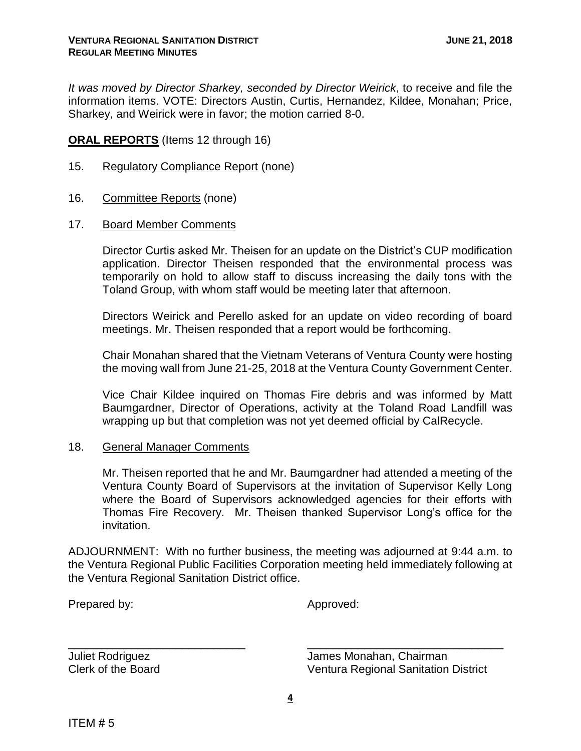*It was moved by Director Sharkey, seconded by Director Weirick*, to receive and file the information items. VOTE: Directors Austin, Curtis, Hernandez, Kildee, Monahan; Price, Sharkey, and Weirick were in favor; the motion carried 8-0.

**ORAL REPORTS** (Items 12 through 16)

15. Regulatory Compliance Report (none)

16. Committee Reports (none)

17. Board Member Comments

    Director Curtis asked Mr. Theisen for an update on the District's CUP modification application. Director Theisen responded that the environmental process was temporarily on hold to allow staff to discuss increasing the daily tons with the Toland Group, with whom staff would be meeting later that afternoon.

    Directors Weirick and Perello asked for an update on video recording of board meetings. Mr. Theisen responded that a report would be forthcoming.

    Chair Monahan shared that the Vietnam Veterans of Ventura County were hosting the moving wall from June 21-25, 2018 at the Ventura County Government Center.

    Vice Chair Kildee inquired on Thomas Fire debris and was informed by Matt Baumgardner, Director of Operations, activity at the Toland Road Landfill was wrapping up but that completion was not yet deemed official by CalRecycle.

18. General Manager Comments

    Mr. Theisen reported that he and Mr. Baumgardner had attended a meeting of the Ventura County Board of Supervisors at the invitation of Supervisor Kelly Long where the Board of Supervisors acknowledged agencies for their efforts with Thomas Fire Recovery. Mr. Theisen thanked Supervisor Long's office for the invitation.

ADJOURNMENT: With no further business, the meeting was adjourned at 9:44 a.m. to the Ventura Regional Public Facilities Corporation meeting held immediately following at the Ventura Regional Sanitation District office.

Prepared by:

_____________________________

Juliet Rodriguez
Clerk of the Board

Approved:

_____________________________

James Monahan, Chairman
Ventura Regional Sanitation District

ITEM # 5